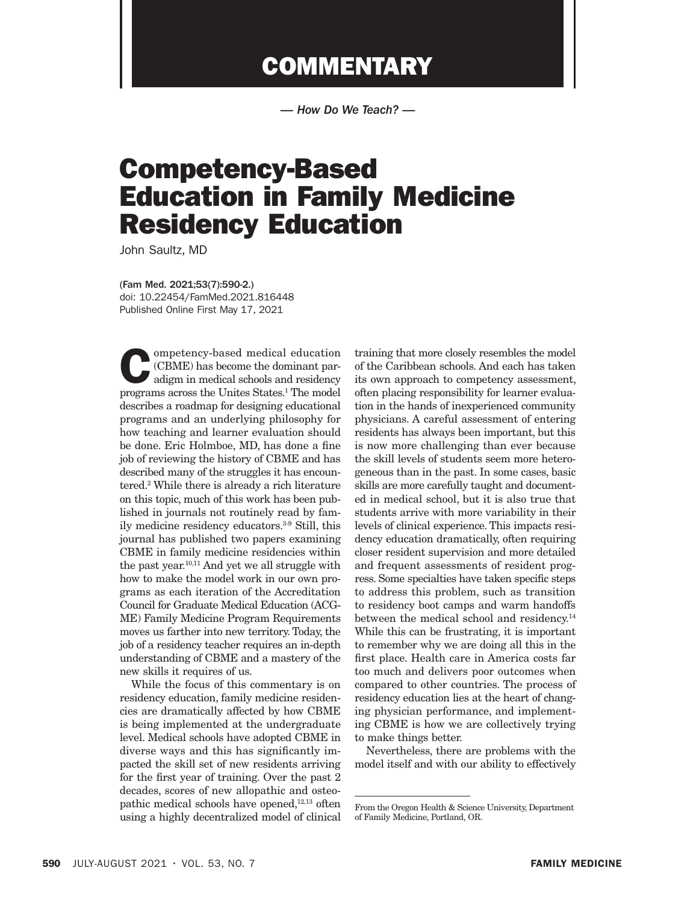# COMMENTARY

*— How Do We Teach? —*

# Competency-Based Education in Family Medicine Residency Education

John Saultz, MD

(Fam Med. 2021;53(7):590-2.)
doi: 10.22454/FamMed.2021.816448
Published Online First May 17, 2021

Competency-based medical education (CBME) has become the dominant paradigm in medical schools and residency programs across the Unites States.[1] The model describes a roadmap for designing educational programs and an underlying philosophy for how teaching and learner evaluation should be done. Eric Holmboe, MD, has done a fine job of reviewing the history of CBME and has described many of the struggles it has encountered.[2] While there is already a rich literature on this topic, much of this work has been published in journals not routinely read by family medicine residency educators.[3-9] Still, this journal has published two papers examining CBME in family medicine residencies within the past year.[10,11] And yet we all struggle with how to make the model work in our own programs as each iteration of the Accreditation Council for Graduate Medical Education (ACGME) Family Medicine Program Requirements moves us farther into new territory. Today, the job of a residency teacher requires an in-depth understanding of CBME and a mastery of the new skills it requires of us.

While the focus of this commentary is on residency education, family medicine residencies are dramatically affected by how CBME is being implemented at the undergraduate level. Medical schools have adopted CBME in diverse ways and this has significantly impacted the skill set of new residents arriving for the first year of training. Over the past 2 decades, scores of new allopathic and osteopathic medical schools have opened,[12,13] often using a highly decentralized model of clinical training that more closely resembles the model of the Caribbean schools. And each has taken its own approach to competency assessment, often placing responsibility for learner evaluation in the hands of inexperienced community physicians. A careful assessment of entering residents has always been important, but this is now more challenging than ever because the skill levels of students seem more heterogeneous than in the past. In some cases, basic skills are more carefully taught and documented in medical school, but it is also true that students arrive with more variability in their levels of clinical experience. This impacts residency education dramatically, often requiring closer resident supervision and more detailed and frequent assessments of resident progress. Some specialties have taken specific steps to address this problem, such as transition to residency boot camps and warm handoffs between the medical school and residency.[14] While this can be frustrating, it is important to remember why we are doing all this in the first place. Health care in America costs far too much and delivers poor outcomes when compared to other countries. The process of residency education lies at the heart of changing physician performance, and implementing CBME is how we are collectively trying to make things better.

Nevertheless, there are problems with the model itself and with our ability to effectively

---

From the Oregon Health & Science University, Department of Family Medicine, Portland, OR.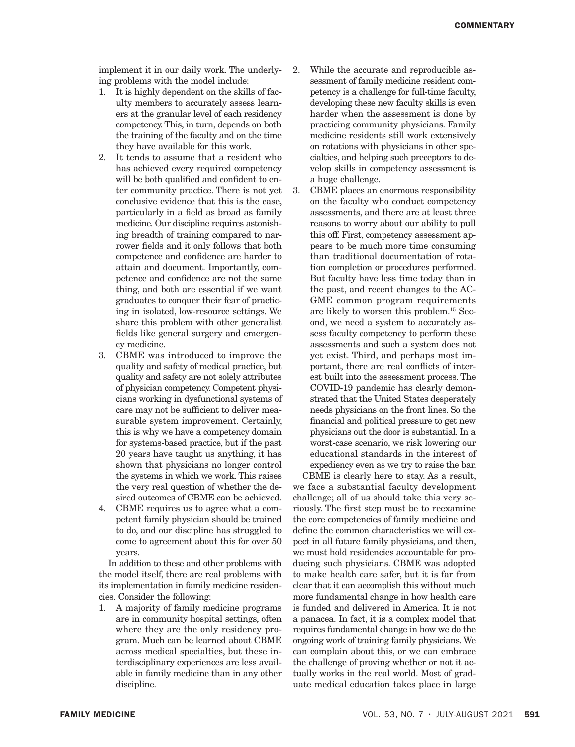implement it in our daily work. The underlying problems with the model include:

1. It is highly dependent on the skills of faculty members to accurately assess learners at the granular level of each residency competency. This, in turn, depends on both the training of the faculty and on the time they have available for this work.
2. It tends to assume that a resident who has achieved every required competency will be both qualified and confident to enter community practice. There is not yet conclusive evidence that this is the case, particularly in a field as broad as family medicine. Our discipline requires astonishing breadth of training compared to narrower fields and it only follows that both competence and confidence are harder to attain and document. Importantly, competence and confidence are not the same thing, and both are essential if we want graduates to conquer their fear of practicing in isolated, low-resource settings. We share this problem with other generalist fields like general surgery and emergency medicine.
3. CBME was introduced to improve the quality and safety of medical practice, but quality and safety are not solely attributes of physician competency. Competent physicians working in dysfunctional systems of care may not be sufficient to deliver measurable system improvement. Certainly, this is why we have a competency domain for systems-based practice, but if the past 20 years have taught us anything, it has shown that physicians no longer control the systems in which we work. This raises the very real question of whether the desired outcomes of CBME can be achieved.
4. CBME requires us to agree what a competent family physician should be trained to do, and our discipline has struggled to come to agreement about this for over 50 years.

In addition to these and other problems with the model itself, there are real problems with its implementation in family medicine residencies. Consider the following:

1. A majority of family medicine programs are in community hospital settings, often where they are the only residency program. Much can be learned about CBME across medical specialties, but these interdisciplinary experiences are less available in family medicine than in any other discipline.
2. While the accurate and reproducible assessment of family medicine resident competency is a challenge for full-time faculty, developing these new faculty skills is even harder when the assessment is done by practicing community physicians. Family medicine residents still work extensively on rotations with physicians in other specialties, and helping such preceptors to develop skills in competency assessment is a huge challenge.
3. CBME places an enormous responsibility on the faculty who conduct competency assessments, and there are at least three reasons to worry about our ability to pull this off. First, competency assessment appears to be much more time consuming than traditional documentation of rotation completion or procedures performed. But faculty have less time today than in the past, and recent changes to the ACGME common program requirements are likely to worsen this problem.[15] Second, we need a system to accurately assess faculty competency to perform these assessments and such a system does not yet exist. Third, and perhaps most important, there are real conflicts of interest built into the assessment process. The COVID-19 pandemic has clearly demonstrated that the United States desperately needs physicians on the front lines. So the financial and political pressure to get new physicians out the door is substantial. In a worst-case scenario, we risk lowering our educational standards in the interest of expediency even as we try to raise the bar.

CBME is clearly here to stay. As a result, we face a substantial faculty development challenge; all of us should take this very seriously. The first step must be to reexamine the core competencies of family medicine and define the common characteristics we will expect in all future family physicians, and then, we must hold residencies accountable for producing such physicians. CBME was adopted to make health care safer, but it is far from clear that it can accomplish this without much more fundamental change in how health care is funded and delivered in America. It is not a panacea. In fact, it is a complex model that requires fundamental change in how we do the ongoing work of training family physicians. We can complain about this, or we can embrace the challenge of proving whether or not it actually works in the real world. Most of graduate medical education takes place in large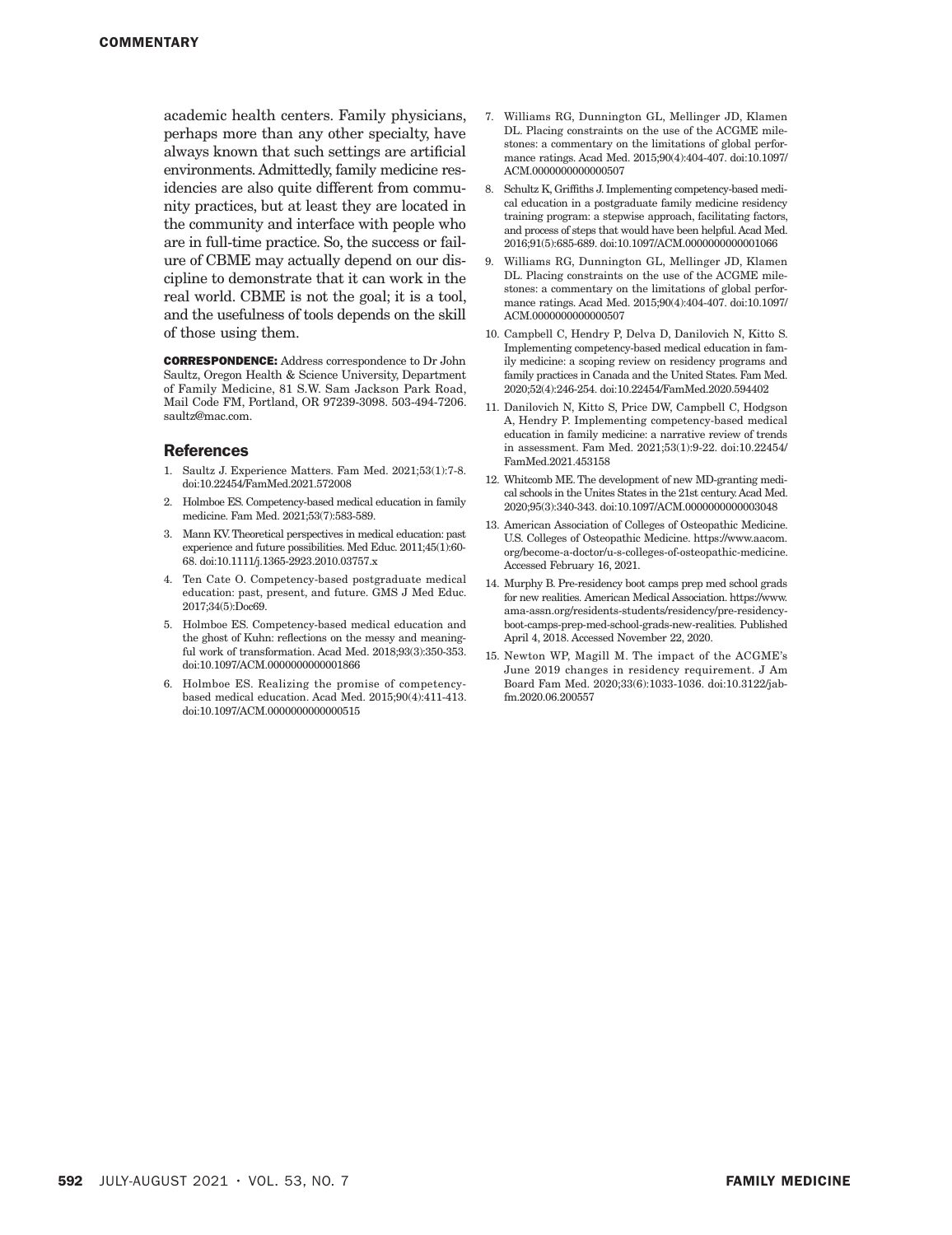academic health centers. Family physicians, perhaps more than any other specialty, have always known that such settings are artificial environments. Admittedly, family medicine residencies are also quite different from community practices, but at least they are located in the community and interface with people who are in full-time practice. So, the success or failure of CBME may actually depend on our discipline to demonstrate that it can work in the real world. CBME is not the goal; it is a tool, and the usefulness of tools depends on the skill of those using them.

**CORRESPONDENCE:** Address correspondence to Dr John Saultz, Oregon Health & Science University, Department of Family Medicine, 81 S.W. Sam Jackson Park Road, Mail Code FM, Portland, OR 97239-3098. 503-494-7206. saultz@mac.com.

## References

1. Saultz J. Experience Matters. Fam Med. 2021;53(1):7-8. doi:10.22454/FamMed.2021.572008
2. Holmboe ES. Competency-based medical education in family medicine. Fam Med. 2021;53(7):583-589.
3. Mann KV. Theoretical perspectives in medical education: past experience and future possibilities. Med Educ. 2011;45(1):60-68. doi:10.1111/j.1365-2923.2010.03757.x
4. Ten Cate O. Competency-based postgraduate medical education: past, present, and future. GMS J Med Educ. 2017;34(5):Doc69.
5. Holmboe ES. Competency-based medical education and the ghost of Kuhn: reflections on the messy and meaningful work of transformation. Acad Med. 2018;93(3):350-353. doi:10.1097/ACM.0000000000001866
6. Holmboe ES. Realizing the promise of competency-based medical education. Acad Med. 2015;90(4):411-413. doi:10.1097/ACM.0000000000000515
7. Williams RG, Dunnington GL, Mellinger JD, Klamen DL. Placing constraints on the use of the ACGME milestones: a commentary on the limitations of global performance ratings. Acad Med. 2015;90(4):404-407. doi:10.1097/ACM.0000000000000507
8. Schultz K, Griffiths J. Implementing competency-based medical education in a postgraduate family medicine residency training program: a stepwise approach, facilitating factors, and process of steps that would have been helpful. Acad Med. 2016;91(5):685-689. doi:10.1097/ACM.0000000000001066
9. Williams RG, Dunnington GL, Mellinger JD, Klamen DL. Placing constraints on the use of the ACGME milestones: a commentary on the limitations of global performance ratings. Acad Med. 2015;90(4):404-407. doi:10.1097/ACM.0000000000000507
10. Campbell C, Hendry P, Delva D, Danilovich N, Kitto S. Implementing competency-based medical education in family medicine: a scoping review on residency programs and family practices in Canada and the United States. Fam Med. 2020;52(4):246-254. doi:10.22454/FamMed.2020.594402
11. Danilovich N, Kitto S, Price DW, Campbell C, Hodgson A, Hendry P. Implementing competency-based medical education in family medicine: a narrative review of trends in assessment. Fam Med. 2021;53(1):9-22. doi:10.22454/FamMed.2021.453158
12. Whitcomb ME. The development of new MD-granting medical schools in the Unites States in the 21st century. Acad Med. 2020;95(3):340-343. doi:10.1097/ACM.0000000000003048
13. American Association of Colleges of Osteopathic Medicine. U.S. Colleges of Osteopathic Medicine. https://www.aacom.org/become-a-doctor/u-s-colleges-of-osteopathic-medicine. Accessed February 16, 2021.
14. Murphy B. Pre-residency boot camps prep med school grads for new realities. American Medical Association. https://www.ama-assn.org/residents-students/residency/pre-residency-boot-camps-prep-med-school-grads-new-realities. Published April 4, 2018. Accessed November 22, 2020.
15. Newton WP, Magill M. The impact of the ACGME's June 2019 changes in residency requirement. J Am Board Fam Med. 2020;33(6):1033-1036. doi:10.3122/jabfm.2020.06.200557